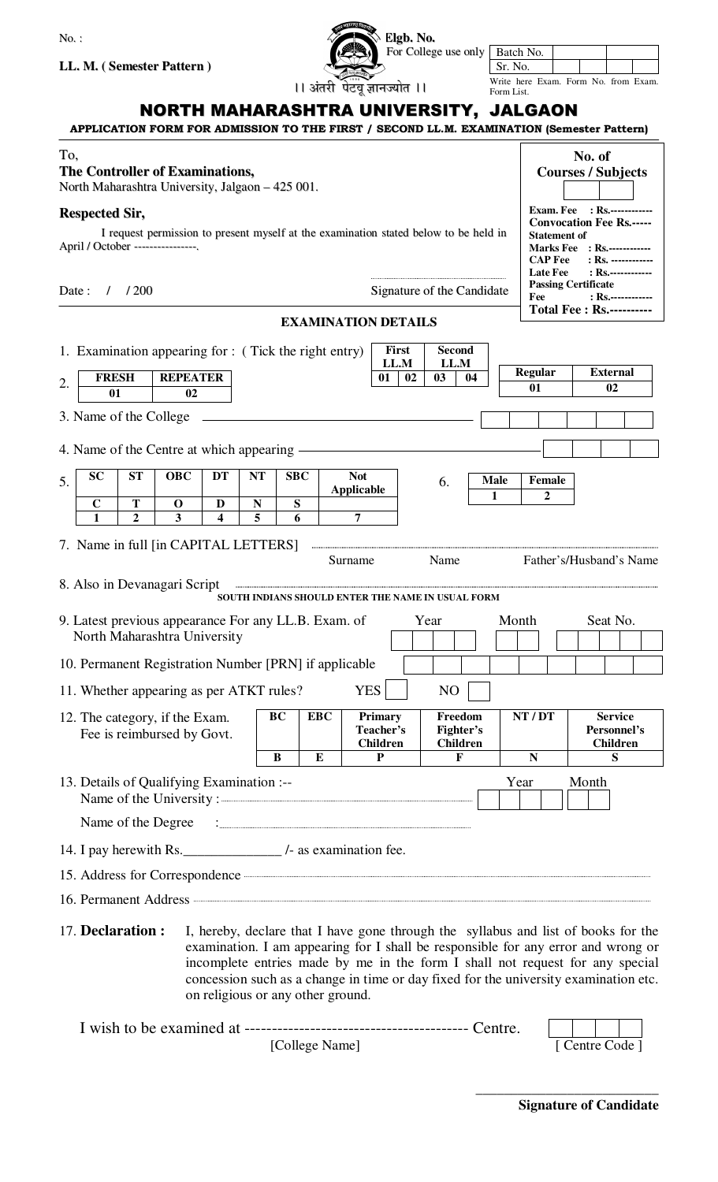No. :

**LL. M. ( Semester Pattern )**

**Elgb. No.**
For College use only

| Batch No. | | | | |
|---|---|---|---|---|
| Sr. No. | | | | |

Write here Exam. Form No. from Exam. Form List.

।। अंतरी पेटवू ज्ञानज्योत ।।

# NORTH MAHARASHTRA UNIVERSITY, JALGAON

**APPLICATION FORM FOR ADMISSION TO THE FIRST / SECOND LL.M. EXAMINATION (Semester Pattern)**

To,
**The Controller of Examinations,**
North Maharashtra University, Jalgaon – 425 001.

**Respected Sir,**

I request permission to present myself at the examination stated below to be held in April / October ----------------.

Date : / / 200

Signature of the Candidate

**No. of Courses / Subjects**

**Exam. Fee : Rs.------------**
**Convocation Fee Rs.-----**
**Statement of Marks Fee : Rs.------------**
**CAP Fee : Rs. ------------**
**Late Fee : Rs.------------**
**Passing Certificate Fee : Rs.------------**
**Total Fee : Rs.----------**

## EXAMINATION DETAILS

1. Examination appearing for : ( Tick the right entry)

| First LL.M | | Second LL.M | |
|---|---|---|---|
| 01 | 02 | 03 | 04 |

| Regular | External |
|---|---|
| 01 | 02 |

2.

| FRESH | REPEATER |
|---|---|
| 01 | 02 |

3. Name of the College ________________________________

4. Name of the Centre at which appearing ________________________________

5.

| SC | ST | OBC | DT | NT | SBC | Not Applicable |
|---|---|---|---|---|---|---|
| C | T | O | D | N | S | |
| 1 | 2 | 3 | 4 | 5 | 6 | 7 |

6.

| Male | Female |
|---|---|
| 1 | 2 |

7. Name in full [in CAPITAL LETTERS] ........................................................................

Surname Name Father's/Husband's Name

8. Also in Devanagari Script ........................................................................

**SOUTH INDIANS SHOULD ENTER THE NAME IN USUAL FORM**

9. Latest previous appearance For any LL.B. Exam. of North Maharashtra University

Year Month Seat No.

10. Permanent Registration Number [PRN] if applicable

11. Whether appearing as per ATKT rules? YES ☐ NO ☐

12. The category, if the Exam. Fee is reimbursed by Govt.

| BC | EBC | Primary Teacher's Children | Freedom Fighter's Children | NT / DT | Service Personnel's Children |
|---|---|---|---|---|---|
| B | E | P | F | N | S |

13. Details of Qualifying Examination :--
Name of the University : ........................................................................ Year Month

Name of the Degree : ........................................................................

14. I pay herewith Rs.______________ /- as examination fee.

15. Address for Correspondence ........................................................................

16. Permanent Address ........................................................................

17. **Declaration :** I, hereby, declare that I have gone through the syllabus and list of books for the examination. I am appearing for I shall be responsible for any error and wrong or incomplete entries made by me in the form I shall not request for any special concession such as a change in time or day fixed for the university examination etc. on religious or any other ground.

I wish to be examined at ---------------------------------------- Centre.
[College Name] [ Centre Code ]

**Signature of Candidate**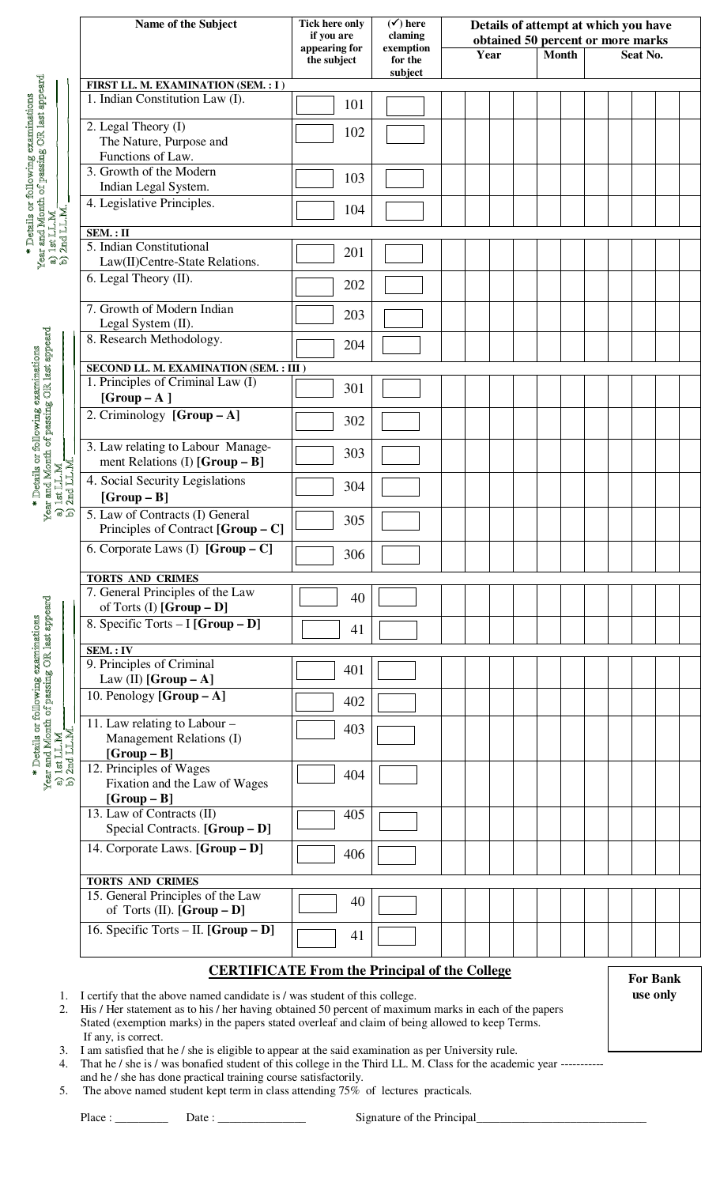| Name of the Subject | Tick here only if you are appearing for the subject | (✓) here claming exemption for the subject | Details of attempt at which you have obtained 50 percent or more marks | | |
|---|---|---|---|---|---|
| | | | Year | Month | Seat No. |
| **FIRST LL. M. EXAMINATION (SEM. : I )** | | | | | |
| 1. Indian Constitution Law (I). | 101 | | | | |
| 2. Legal Theory (I) The Nature, Purpose and Functions of Law. | 102 | | | | |
| 3. Growth of the Modern Indian Legal System. | 103 | | | | |
| 4. Legislative Principles. | 104 | | | | |
| **SEM. : II** | | | | | |
| 5. Indian Constitutional Law(II)Centre-State Relations. | 201 | | | | |
| 6. Legal Theory (II). | 202 | | | | |
| 7. Growth of Modern Indian Legal System (II). | 203 | | | | |
| 8. Research Methodology. | 204 | | | | |
| **SECOND LL. M. EXAMINATION (SEM. : III )** | | | | | |
| 1. Principles of Criminal Law (I) **[Group – A ]** | 301 | | | | |
| 2. Criminology **[Group – A]** | 302 | | | | |
| 3. Law relating to Labour Management Relations (I) **[Group – B]** | 303 | | | | |
| 4. Social Security Legislations **[Group – B]** | 304 | | | | |
| 5. Law of Contracts (I) General Principles of Contract **[Group – C]** | 305 | | | | |
| 6. Corporate Laws (I) **[Group – C]** | 306 | | | | |
| **TORTS AND CRIMES** | | | | | |
| 7. General Principles of the Law of Torts (I) **[Group – D]** | 40 | | | | |
| 8. Specific Torts – I **[Group – D]** | 41 | | | | |
| **SEM. : IV** | | | | | |
| 9. Principles of Criminal Law (II) **[Group – A]** | 401 | | | | |
| 10. Penology **[Group – A]** | 402 | | | | |
| 11. Law relating to Labour – Management Relations (I) **[Group – B]** | 403 | | | | |
| 12. Principles of Wages Fixation and the Law of Wages **[Group – B]** | 404 | | | | |
| 13. Law of Contracts (II) Special Contracts. **[Group – D]** | 405 | | | | |
| 14. Corporate Laws. **[Group – D]** | 406 | | | | |
| **TORTS AND CRIMES** | | | | | |
| 15. General Principles of the Law of Torts (II). **[Group – D]** | 40 | | | | |
| 16. Specific Torts – II. **[Group – D]** | 41 | | | | |

\* Details or following examinations Year and Month of passing OR last appeard
a) 1st LL.M. ______
b) 2nd LL.M. ______

\* Details or following examinations Year and Month of passing OR last appeard
a) 1st LL.M. ______
b) 2nd LL.M. ______

\* Details or following examinations Year and Month of passing OR last appeard
a) 1st LL.M. ______
b) 2nd LL.M. ______

## CERTIFICATE From the Principal of the College

**For Bank use only**

1. I certify that the above named candidate is / was student of this college.
2. His / Her statement as to his / her having obtained 50 percent of maximum marks in each of the papers Stated (exemption marks) in the papers stated overleaf and claim of being allowed to keep Terms. If any, is correct.
3. I am satisfied that he / she is eligible to appear at the said examination as per University rule.
4. That he / she is / was bonafied student of this college in the Third LL. M. Class for the academic year ----------- and he / she has done practical training course satisfactorily.
5. The above named student kept term in class attending 75% of lectures practicals.

Place : _________ Date : _______________ Signature of the Principal_____________________________